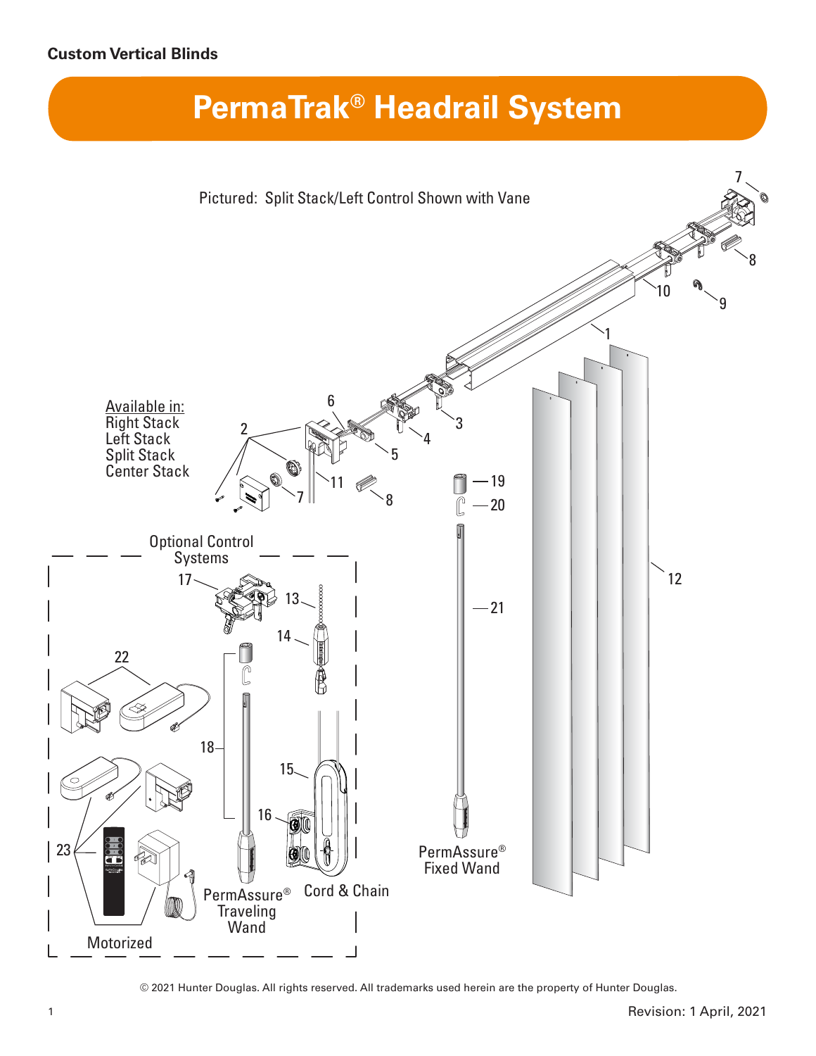**Custom Vertical Blinds**

# PermaTrak® Headrail System

Pictured: Split Stack/Left Control Shown with Vane

Available in:
Right Stack
Left Stack
Split Stack
Center Stack

Optional Control Systems

PermAssure® Traveling Wand

Cord & Chain

Motorized

PermAssure® Fixed Wand

© 2021 Hunter Douglas. All rights reserved. All trademarks used herein are the property of Hunter Douglas.

Revision: 1 April, 2021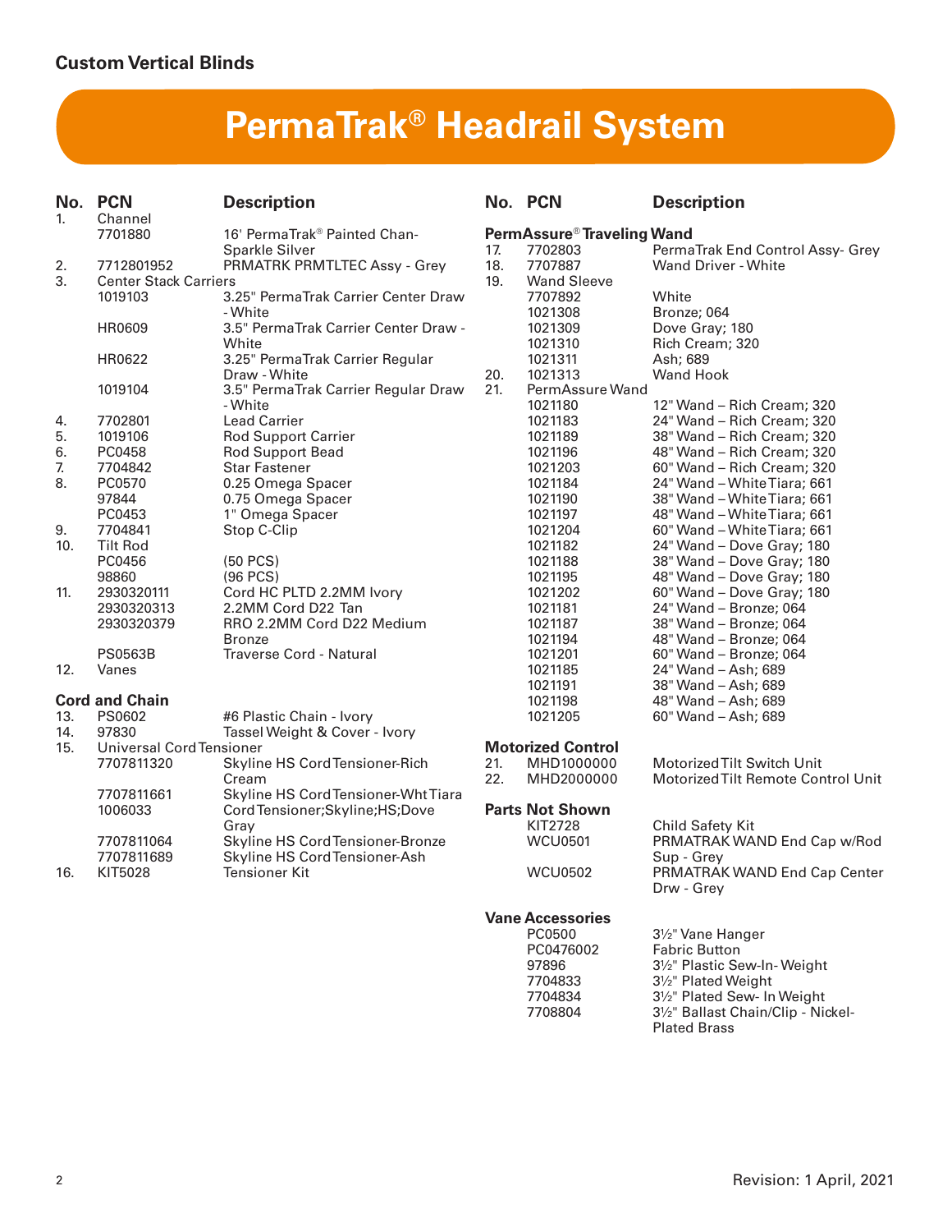## Custom Vertical Blinds

# PermaTrak® Headrail System

| No. | PCN | Description |
|---|---|---|
| 1. | Channel | |
| | 7701880 | 16' PermaTrak® Painted Chan-Sparkle Silver |
| 2. | 7712801952 | PRMATRK PRMTLTEC Assy - Grey |
| 3. | Center Stack Carriers | |
| | 1019103 | 3.25" PermaTrak Carrier Center Draw - White |
| | HR0609 | 3.5" PermaTrak Carrier Center Draw - White |
| | HR0622 | 3.25" PermaTrak Carrier Regular Draw - White |
| | 1019104 | 3.5" PermaTrak Carrier Regular Draw - White |
| 4. | 7702801 | Lead Carrier |
| 5. | 1019106 | Rod Support Carrier |
| 6. | PC0458 | Rod Support Bead |
| 7. | 7704842 | Star Fastener |
| 8. | PC0570 | 0.25 Omega Spacer |
| | 97844 | 0.75 Omega Spacer |
| | PC0453 | 1" Omega Spacer |
| 9. | 7704841 | Stop C-Clip |
| 10. | Tilt Rod | |
| | PC0456 | (50 PCS) |
| | 98860 | (96 PCS) |
| 11. | 2930320111 | Cord HC PLTD 2.2MM Ivory |
| | 2930320313 | 2.2MM Cord D22 Tan |
| | 2930320379 | RRO 2.2MM Cord D22 Medium Bronze |
| | PS0563B | Traverse Cord - Natural |
| 12. | Vanes | |

**Cord and Chain**

| No. | PCN | Description |
|---|---|---|
| 13. | PS0602 | #6 Plastic Chain - Ivory |
| 14. | 97830 | Tassel Weight & Cover - Ivory |
| 15. | Universal Cord Tensioner | |
| | 7707811320 | Skyline HS Cord Tensioner-Rich Cream |
| | 7707811661 | Skyline HS Cord Tensioner-Wht Tiara |
| | 1006033 | Cord Tensioner;Skyline;HS;Dove Gray |
| | 7707811064 | Skyline HS Cord Tensioner-Bronze |
| | 7707811689 | Skyline HS Cord Tensioner-Ash |
| 16. | KIT5028 | Tensioner Kit |

**PermAssure® Traveling Wand**

| No. | PCN | Description |
|---|---|---|
| 17. | 7702803 | PermaTrak End Control Assy- Grey |
| 18. | 7707887 | Wand Driver - White |
| 19. | Wand Sleeve | |
| | 7707892 | White |
| | 1021308 | Bronze; 064 |
| | 1021309 | Dove Gray; 180 |
| | 1021310 | Rich Cream; 320 |
| | 1021311 | Ash; 689 |
| 20. | 1021313 | Wand Hook |
| 21. | PermAssure Wand | |
| | 1021180 | 12" Wand – Rich Cream; 320 |
| | 1021183 | 24" Wand – Rich Cream; 320 |
| | 1021189 | 38" Wand – Rich Cream; 320 |
| | 1021196 | 48" Wand – Rich Cream; 320 |
| | 1021203 | 60" Wand – Rich Cream; 320 |
| | 1021184 | 24" Wand – White Tiara; 661 |
| | 1021190 | 38" Wand – White Tiara; 661 |
| | 1021197 | 48" Wand – White Tiara; 661 |
| | 1021204 | 60" Wand – White Tiara; 661 |
| | 1021182 | 24" Wand – Dove Gray; 180 |
| | 1021188 | 38" Wand – Dove Gray; 180 |
| | 1021195 | 48" Wand – Dove Gray; 180 |
| | 1021202 | 60" Wand – Dove Gray; 180 |
| | 1021181 | 24" Wand – Bronze; 064 |
| | 1021187 | 38" Wand – Bronze; 064 |
| | 1021194 | 48" Wand – Bronze; 064 |
| | 1021201 | 60" Wand – Bronze; 064 |
| | 1021185 | 24" Wand – Ash; 689 |
| | 1021191 | 38" Wand – Ash; 689 |
| | 1021198 | 48" Wand – Ash; 689 |
| | 1021205 | 60" Wand – Ash; 689 |

**Motorized Control**

| No. | PCN | Description |
|---|---|---|
| 21. | MHD1000000 | Motorized Tilt Switch Unit |
| 22. | MHD2000000 | Motorized Tilt Remote Control Unit |

**Parts Not Shown**

| No. | PCN | Description |
|---|---|---|
| | KIT2728 | Child Safety Kit |
| | WCU0501 | PRMATRAK WAND End Cap w/Rod Sup - Grey |
| | WCU0502 | PRMATRAK WAND End Cap Center Drw - Grey |

**Vane Accessories**

| No. | PCN | Description |
|---|---|---|
| | PC0500 | 3½" Vane Hanger |
| | PC0476002 | Fabric Button |
| | 97896 | 3½" Plastic Sew-In- Weight |
| | 7704833 | 3½" Plated Weight |
| | 7704834 | 3½" Plated Sew- In Weight |
| | 7708804 | 3½" Ballast Chain/Clip - Nickel-Plated Brass |

Revision: 1 April, 2021